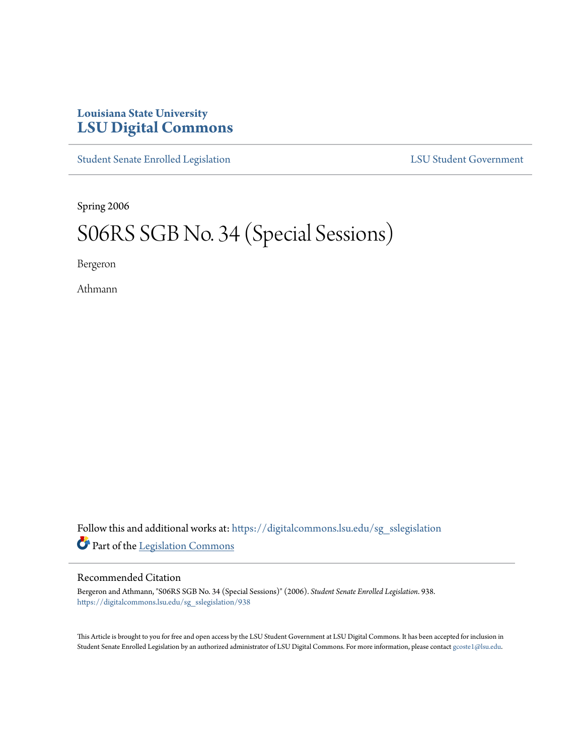# Louisiana State University
# LSU Digital Commons

Student Senate Enrolled Legislation LSU Student Government

Spring 2006

# S06RS SGB No. 34 (Special Sessions)

Bergeron

Athmann

Follow this and additional works at: https://digitalcommons.lsu.edu/sg_sslegislation

Part of the Legislation Commons

## Recommended Citation

Bergeron and Athmann, "S06RS SGB No. 34 (Special Sessions)" (2006). *Student Senate Enrolled Legislation*. 938.
https://digitalcommons.lsu.edu/sg_sslegislation/938

This Article is brought to you for free and open access by the LSU Student Government at LSU Digital Commons. It has been accepted for inclusion in Student Senate Enrolled Legislation by an authorized administrator of LSU Digital Commons. For more information, please contact gcoste1@lsu.edu.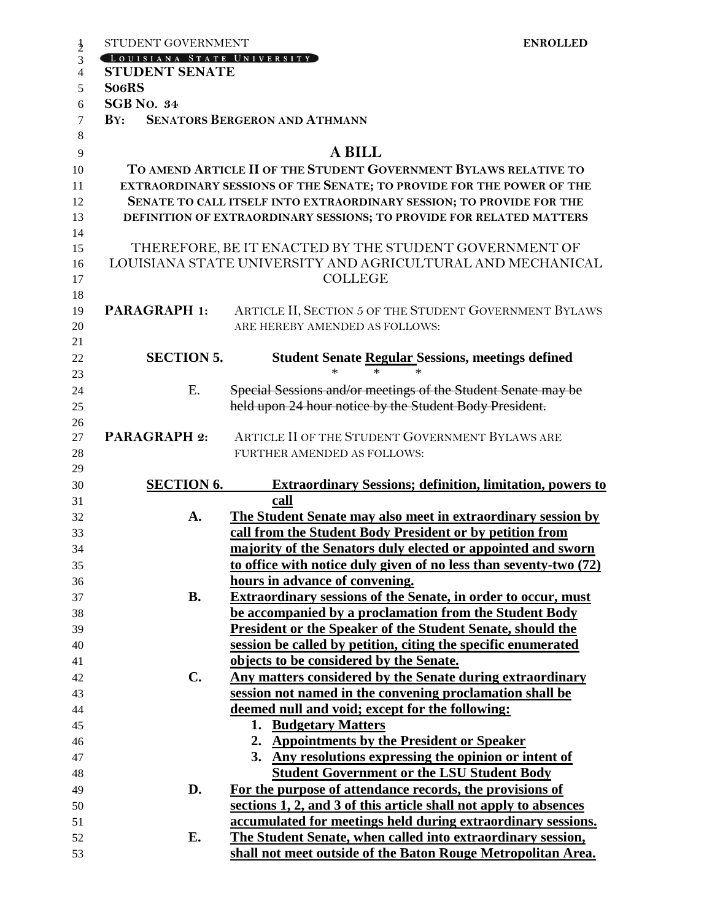STUDENT GOVERNMENT **ENROLLED**

LOUISIANA STATE UNIVERSITY

**STUDENT SENATE**

**S06RS**

**SGB NO. 34**

**BY: SENATORS BERGERON AND ATHMANN**

# A BILL

**TO AMEND ARTICLE II OF THE STUDENT GOVERNMENT BYLAWS RELATIVE TO EXTRAORDINARY SESSIONS OF THE SENATE; TO PROVIDE FOR THE POWER OF THE SENATE TO CALL ITSELF INTO EXTRAORDINARY SESSION; TO PROVIDE FOR THE DEFINITION OF EXTRAORDINARY SESSIONS; TO PROVIDE FOR RELATED MATTERS**

THEREFORE, BE IT ENACTED BY THE STUDENT GOVERNMENT OF LOUISIANA STATE UNIVERSITY AND AGRICULTURAL AND MECHANICAL COLLEGE

**PARAGRAPH 1:** ARTICLE II, SECTION 5 OF THE STUDENT GOVERNMENT BYLAWS ARE HEREBY AMENDED AS FOLLOWS:

**SECTION 5. Student Senate <u>Regular</u> Sessions, meetings defined**

\* \* \*

E. ~~Special Sessions and/or meetings of the Student Senate may be held upon 24 hour notice by the Student Body President.~~

**PARAGRAPH 2:** ARTICLE II OF THE STUDENT GOVERNMENT BYLAWS ARE FURTHER AMENDED AS FOLLOWS:

**<u>SECTION 6. Extraordinary Sessions; definition, limitation, powers to call</u>**

**A.** **<u>The Student Senate may also meet in extraordinary session by call from the Student Body President or by petition from majority of the Senators duly elected or appointed and sworn to office with notice duly given of no less than seventy-two (72) hours in advance of convening.</u>**

**B.** **<u>Extraordinary sessions of the Senate, in order to occur, must be accompanied by a proclamation from the Student Body President or the Speaker of the Student Senate, should the session be called by petition, citing the specific enumerated objects to be considered by the Senate.</u>**

**C.** **<u>Any matters considered by the Senate during extraordinary session not named in the convening proclamation shall be deemed null and void; except for the following:</u>**

1. **<u>Budgetary Matters</u>**
2. **<u>Appointments by the President or Speaker</u>**
3. **<u>Any resolutions expressing the opinion or intent of Student Government or the LSU Student Body</u>**

**D.** **<u>For the purpose of attendance records, the provisions of sections 1, 2, and 3 of this article shall not apply to absences accumulated for meetings held during extraordinary sessions.</u>**

**E.** **<u>The Student Senate, when called into extraordinary session, shall not meet outside of the Baton Rouge Metropolitan Area.</u>**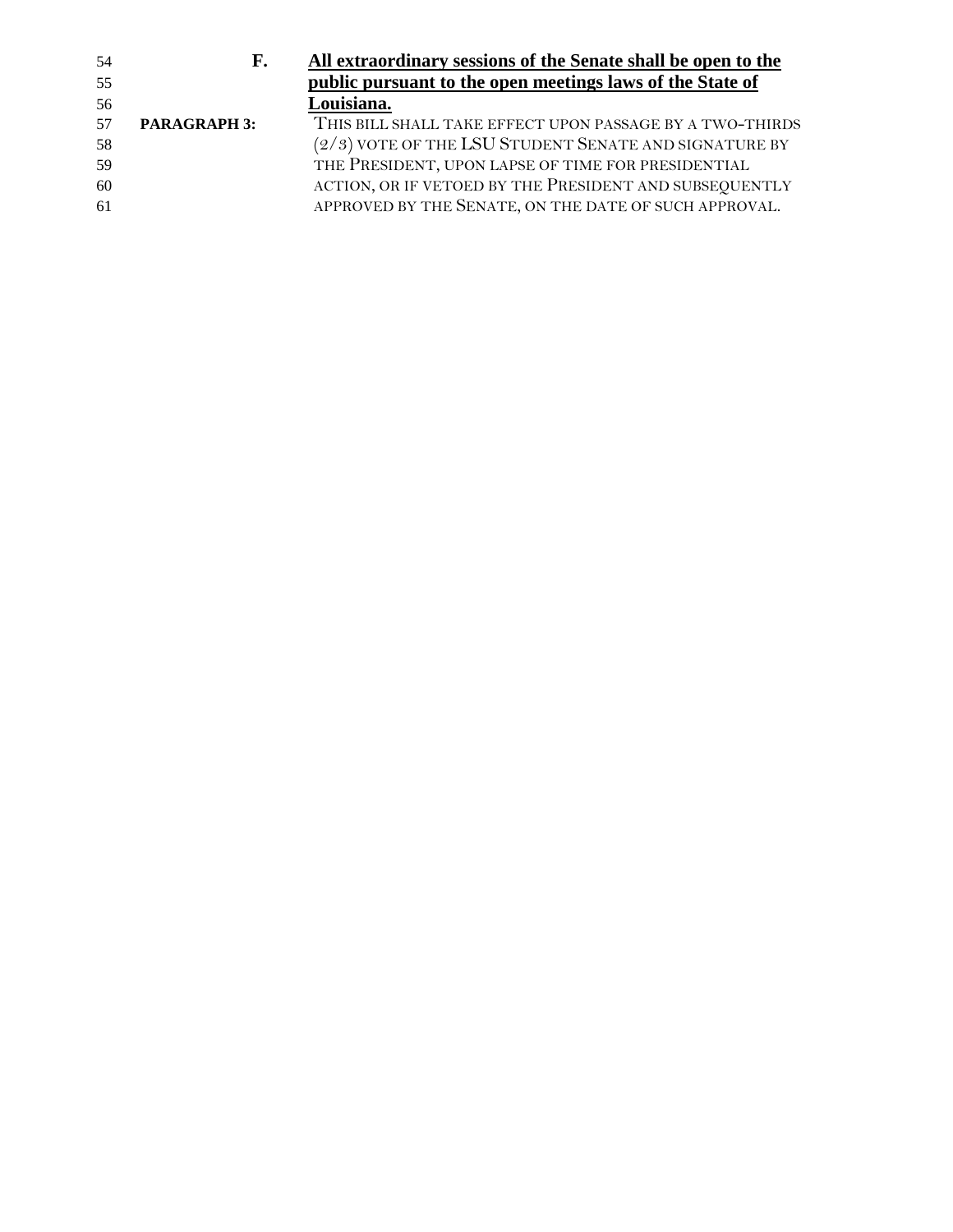**F.** **<u>All extraordinary sessions of the Senate shall be open to the public pursuant to the open meetings laws of the State of Louisiana.</u>**

**PARAGRAPH 3:** THIS BILL SHALL TAKE EFFECT UPON PASSAGE BY A TWO-THIRDS (2/3) VOTE OF THE LSU STUDENT SENATE AND SIGNATURE BY THE PRESIDENT, UPON LAPSE OF TIME FOR PRESIDENTIAL ACTION, OR IF VETOED BY THE PRESIDENT AND SUBSEQUENTLY APPROVED BY THE SENATE, ON THE DATE OF SUCH APPROVAL.